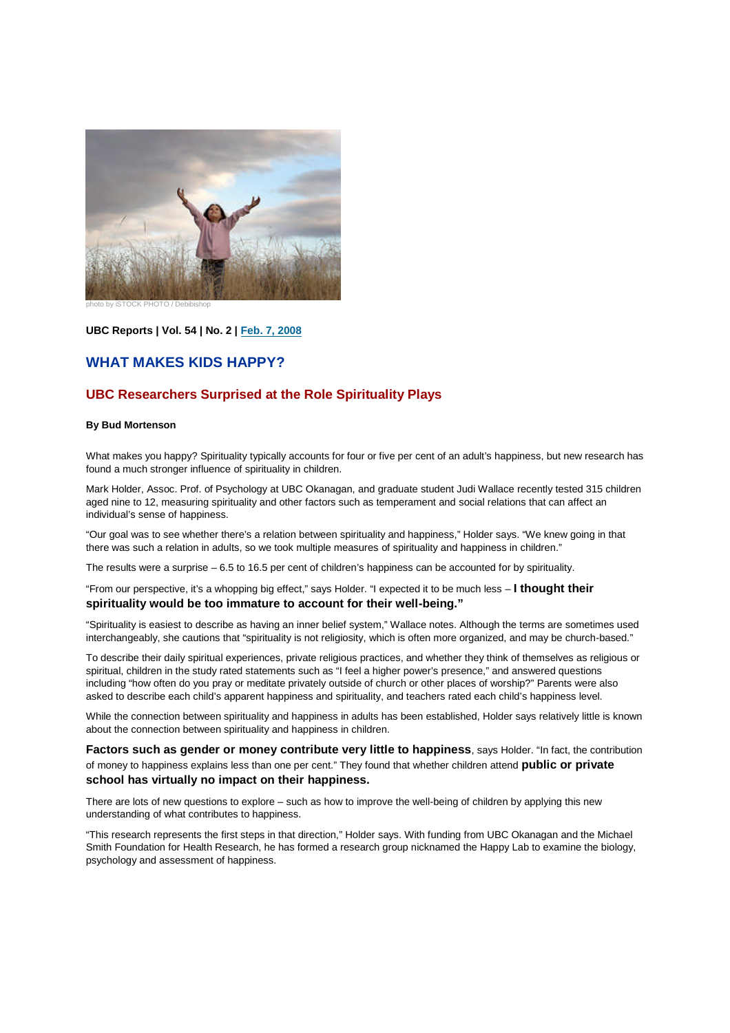photo by iSTOCK PHOTO / Debibishop

**UBC Reports | Vol. 54 | No. 2 | Feb. 7, 2008**

# WHAT MAKES KIDS HAPPY?

## UBC Researchers Surprised at the Role Spirituality Plays

**By Bud Mortenson**

What makes you happy? Spirituality typically accounts for four or five per cent of an adult's happiness, but new research has found a much stronger influence of spirituality in children.

Mark Holder, Assoc. Prof. of Psychology at UBC Okanagan, and graduate student Judi Wallace recently tested 315 children aged nine to 12, measuring spirituality and other factors such as temperament and social relations that can affect an individual's sense of happiness.

"Our goal was to see whether there's a relation between spirituality and happiness," Holder says. "We knew going in that there was such a relation in adults, so we took multiple measures of spirituality and happiness in children."

The results were a surprise – 6.5 to 16.5 per cent of children's happiness can be accounted for by spirituality.

"From our perspective, it's a whopping big effect," says Holder. "I expected it to be much less – **I thought their spirituality would be too immature to account for their well-being."**

"Spirituality is easiest to describe as having an inner belief system," Wallace notes. Although the terms are sometimes used interchangeably, she cautions that "spirituality is not religiosity, which is often more organized, and may be church-based."

To describe their daily spiritual experiences, private religious practices, and whether they think of themselves as religious or spiritual, children in the study rated statements such as "I feel a higher power's presence," and answered questions including "how often do you pray or meditate privately outside of church or other places of worship?" Parents were also asked to describe each child's apparent happiness and spirituality, and teachers rated each child's happiness level.

While the connection between spirituality and happiness in adults has been established, Holder says relatively little is known about the connection between spirituality and happiness in children.

**Factors such as gender or money contribute very little to happiness**, says Holder. "In fact, the contribution of money to happiness explains less than one per cent." They found that whether children attend **public or private school has virtually no impact on their happiness.**

There are lots of new questions to explore – such as how to improve the well-being of children by applying this new understanding of what contributes to happiness.

"This research represents the first steps in that direction," Holder says. With funding from UBC Okanagan and the Michael Smith Foundation for Health Research, he has formed a research group nicknamed the Happy Lab to examine the biology, psychology and assessment of happiness.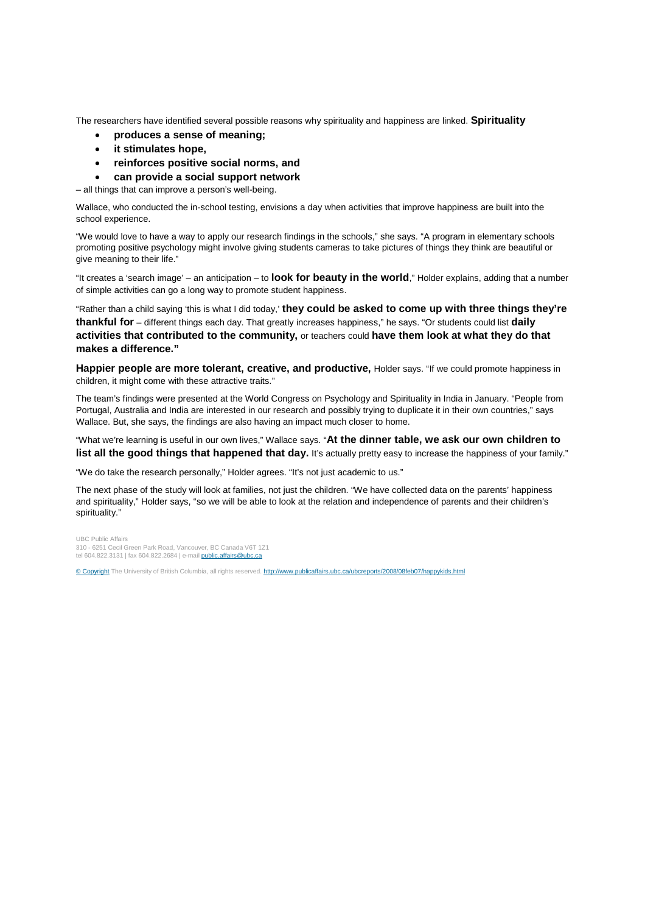The researchers have identified several possible reasons why spirituality and happiness are linked. **Spirituality**

- **produces a sense of meaning;**
- **it stimulates hope,**
- **reinforces positive social norms, and**
- **can provide a social support network**

– all things that can improve a person's well-being.

Wallace, who conducted the in-school testing, envisions a day when activities that improve happiness are built into the school experience.

"We would love to have a way to apply our research findings in the schools," she says. "A program in elementary schools promoting positive psychology might involve giving students cameras to take pictures of things they think are beautiful or give meaning to their life."

"It creates a 'search image' – an anticipation – to **look for beauty in the world**," Holder explains, adding that a number of simple activities can go a long way to promote student happiness.

"Rather than a child saying 'this is what I did today,' **they could be asked to come up with three things they're thankful for** – different things each day. That greatly increases happiness," he says. "Or students could list **daily activities that contributed to the community,** or teachers could **have them look at what they do that makes a difference."**

**Happier people are more tolerant, creative, and productive,** Holder says. "If we could promote happiness in children, it might come with these attractive traits."

The team's findings were presented at the World Congress on Psychology and Spirituality in India in January. "People from Portugal, Australia and India are interested in our research and possibly trying to duplicate it in their own countries," says Wallace. But, she says, the findings are also having an impact much closer to home.

"What we're learning is useful in our own lives," Wallace says. "**At the dinner table, we ask our own children to list all the good things that happened that day.** It's actually pretty easy to increase the happiness of your family."

"We do take the research personally," Holder agrees. "It's not just academic to us."

The next phase of the study will look at families, not just the children. "We have collected data on the parents' happiness and spirituality," Holder says, "so we will be able to look at the relation and independence of parents and their children's spirituality."

UBC Public Affairs
310 - 6251 Cecil Green Park Road, Vancouver, BC Canada V6T 1Z1
tel 604.822.3131 | fax 604.822.2684 | e-mail public.affairs@ubc.ca

© Copyright The University of British Columbia, all rights reserved. http://www.publicaffairs.ubc.ca/ubcreports/2008/08feb07/happykids.html